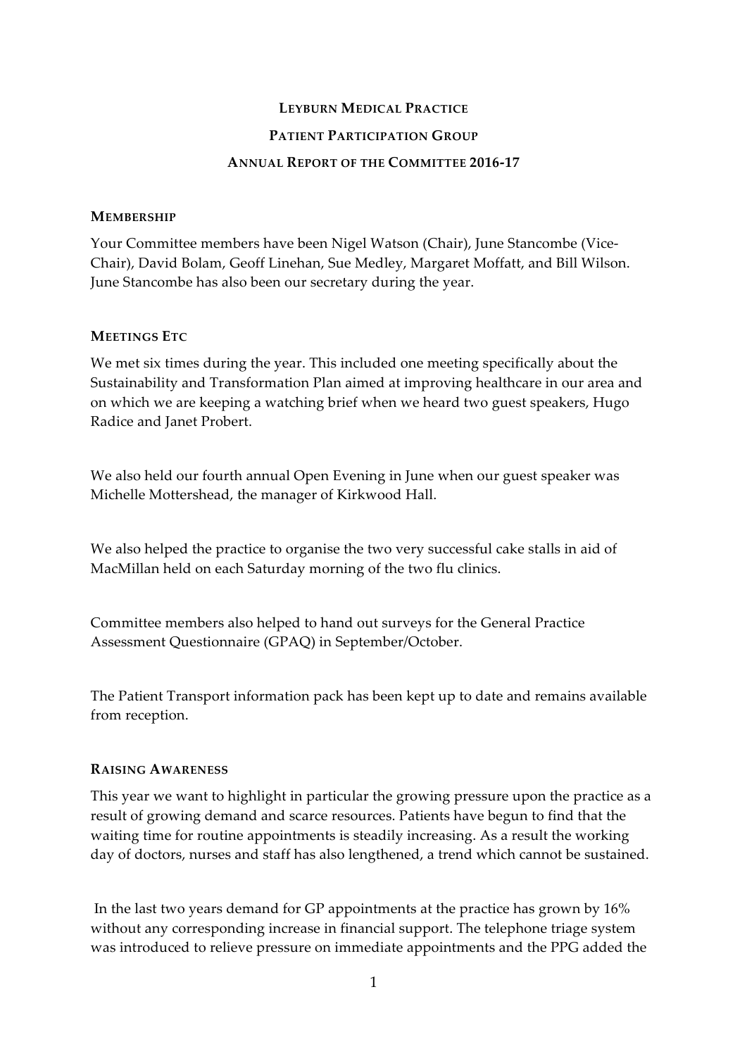# LEYBURN MEDICAL PRACTICE

## PATIENT PARTICIPATION GROUP

## ANNUAL REPORT OF THE COMMITTEE 2016-17

### MEMBERSHIP

Your Committee members have been Nigel Watson (Chair), June Stancombe (Vice-Chair), David Bolam, Geoff Linehan, Sue Medley, Margaret Moffatt, and Bill Wilson. June Stancombe has also been our secretary during the year.

### MEETINGS ETC

We met six times during the year. This included one meeting specifically about the Sustainability and Transformation Plan aimed at improving healthcare in our area and on which we are keeping a watching brief when we heard two guest speakers, Hugo Radice and Janet Probert.

We also held our fourth annual Open Evening in June when our guest speaker was Michelle Mottershead, the manager of Kirkwood Hall.

We also helped the practice to organise the two very successful cake stalls in aid of MacMillan held on each Saturday morning of the two flu clinics.

Committee members also helped to hand out surveys for the General Practice Assessment Questionnaire (GPAQ) in September/October.

The Patient Transport information pack has been kept up to date and remains available from reception.

### RAISING AWARENESS

This year we want to highlight in particular the growing pressure upon the practice as a result of growing demand and scarce resources. Patients have begun to find that the waiting time for routine appointments is steadily increasing. As a result the working day of doctors, nurses and staff has also lengthened, a trend which cannot be sustained.

In the last two years demand for GP appointments at the practice has grown by 16% without any corresponding increase in financial support. The telephone triage system was introduced to relieve pressure on immediate appointments and the PPG added the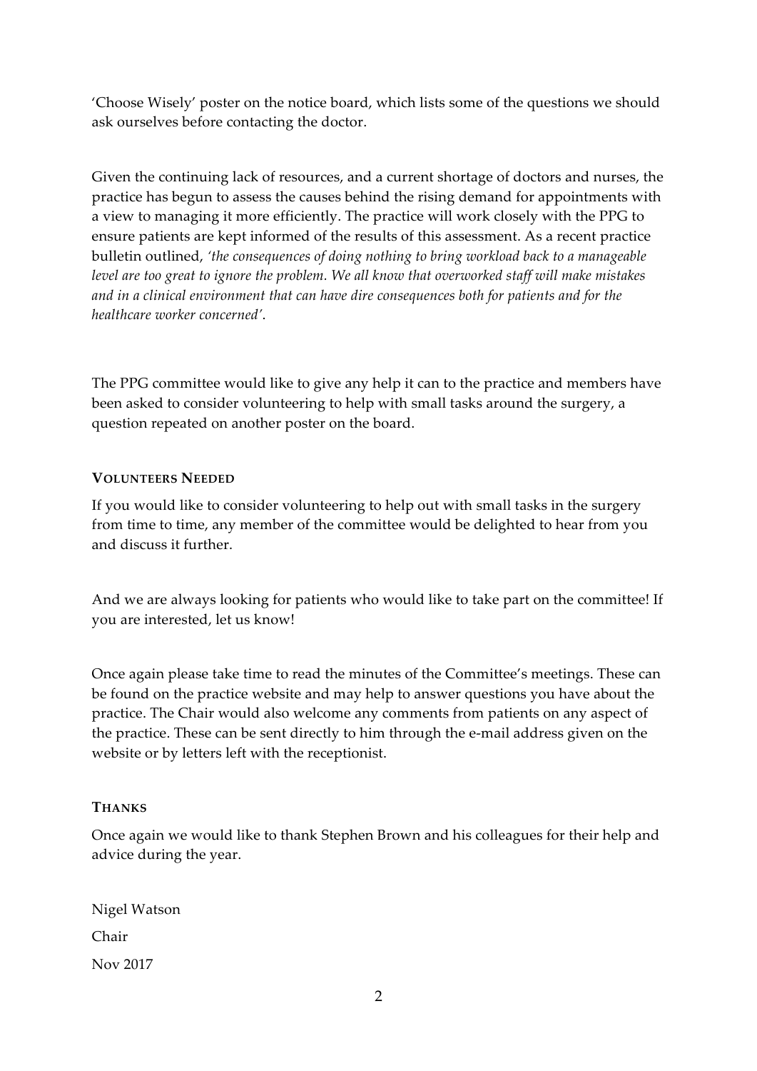'Choose Wisely' poster on the notice board, which lists some of the questions we should ask ourselves before contacting the doctor.

Given the continuing lack of resources, and a current shortage of doctors and nurses, the practice has begun to assess the causes behind the rising demand for appointments with a view to managing it more efficiently. The practice will work closely with the PPG to ensure patients are kept informed of the results of this assessment. As a recent practice bulletin outlined, *'the consequences of doing nothing to bring workload back to a manageable level are too great to ignore the problem. We all know that overworked staff will make mistakes and in a clinical environment that can have dire consequences both for patients and for the healthcare worker concerned'*.

The PPG committee would like to give any help it can to the practice and members have been asked to consider volunteering to help with small tasks around the surgery, a question repeated on another poster on the board.

**VOLUNTEERS NEEDED**

If you would like to consider volunteering to help out with small tasks in the surgery from time to time, any member of the committee would be delighted to hear from you and discuss it further.

And we are always looking for patients who would like to take part on the committee! If you are interested, let us know!

Once again please take time to read the minutes of the Committee's meetings. These can be found on the practice website and may help to answer questions you have about the practice. The Chair would also welcome any comments from patients on any aspect of the practice. These can be sent directly to him through the e-mail address given on the website or by letters left with the receptionist.

**THANKS**

Once again we would like to thank Stephen Brown and his colleagues for their help and advice during the year.

Nigel Watson

Chair

Nov 2017